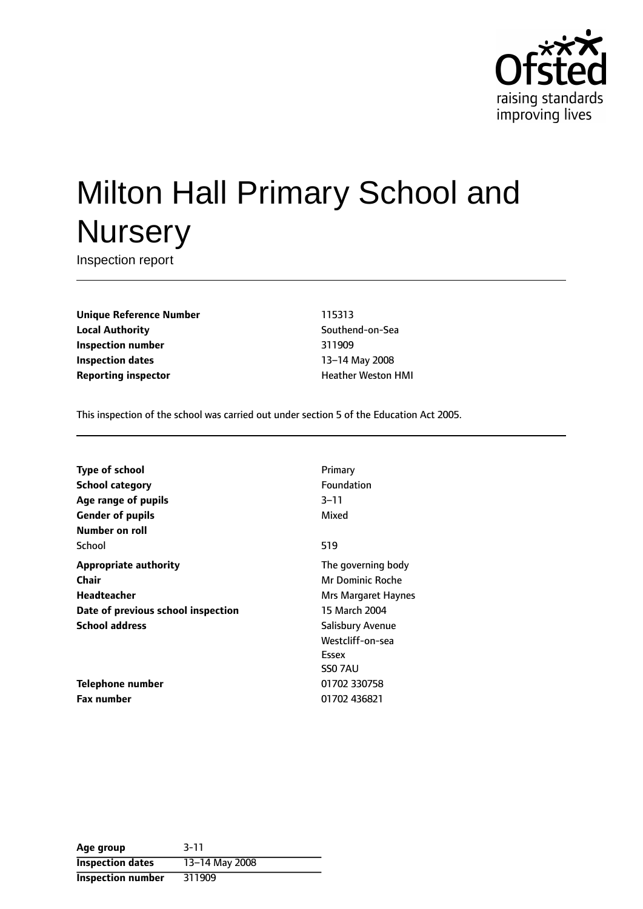# Milton Hall Primary School and Nursery

Inspection report

| | |
|---|---|
| **Unique Reference Number** | 115313 |
| **Local Authority** | Southend-on-Sea |
| **Inspection number** | 311909 |
| **Inspection dates** | 13–14 May 2008 |
| **Reporting inspector** | Heather Weston HMI |

This inspection of the school was carried out under section 5 of the Education Act 2005.

| | |
|---|---|
| **Type of school** | Primary |
| **School category** | Foundation |
| **Age range of pupils** | 3–11 |
| **Gender of pupils** | Mixed |
| **Number on roll** | |
| School | 519 |
| **Appropriate authority** | The governing body |
| **Chair** | Mr Dominic Roche |
| **Headteacher** | Mrs Margaret Haynes |
| **Date of previous school inspection** | 15 March 2004 |
| **School address** | Salisbury Avenue<br>Westcliff-on-sea<br>Essex<br>SS0 7AU |
| **Telephone number** | 01702 330758 |
| **Fax number** | 01702 436821 |

| | |
|---|---|
| **Age group** | 3-11 |
| **Inspection dates** | 13–14 May 2008 |
| **Inspection number** | 311909 |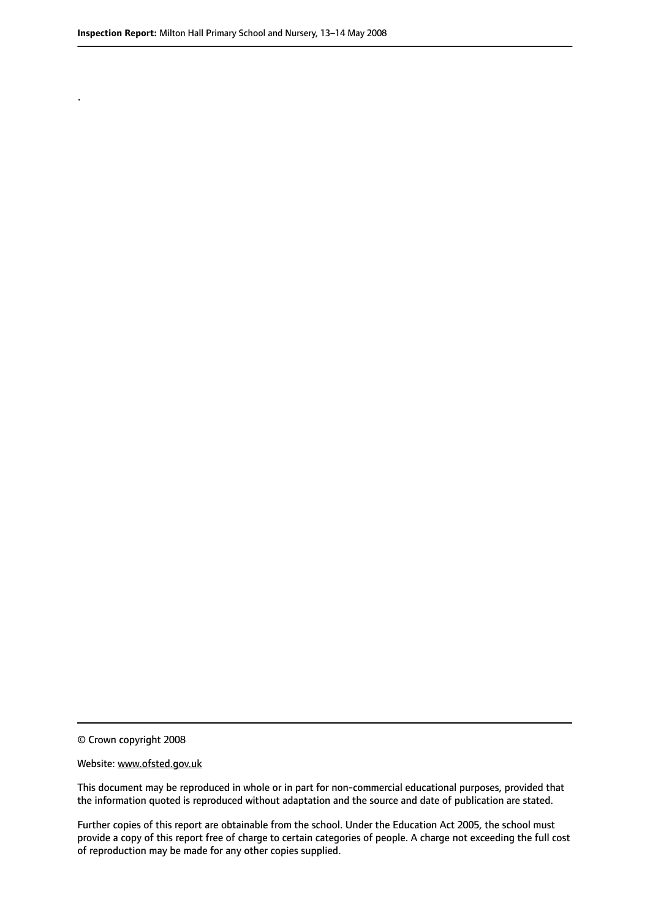.

© Crown copyright 2008

Website: www.ofsted.gov.uk

This document may be reproduced in whole or in part for non-commercial educational purposes, provided that the information quoted is reproduced without adaptation and the source and date of publication are stated.

Further copies of this report are obtainable from the school. Under the Education Act 2005, the school must provide a copy of this report free of charge to certain categories of people. A charge not exceeding the full cost of reproduction may be made for any other copies supplied.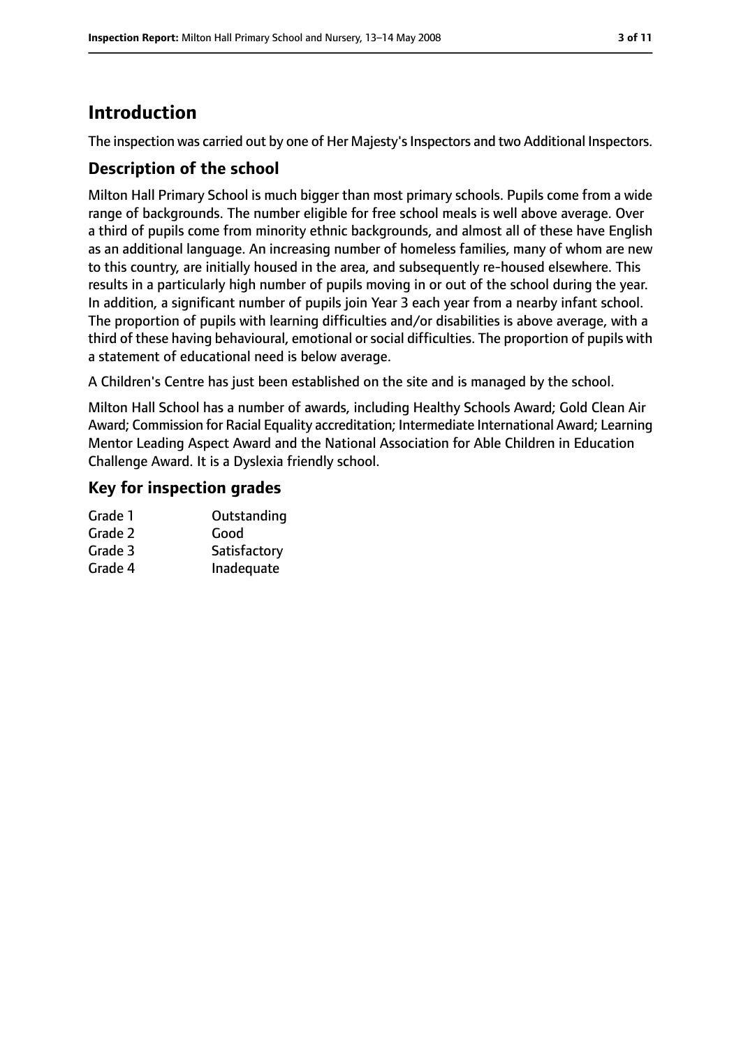# Introduction

The inspection was carried out by one of Her Majesty's Inspectors and two Additional Inspectors.

## Description of the school

Milton Hall Primary School is much bigger than most primary schools. Pupils come from a wide range of backgrounds. The number eligible for free school meals is well above average. Over a third of pupils come from minority ethnic backgrounds, and almost all of these have English as an additional language. An increasing number of homeless families, many of whom are new to this country, are initially housed in the area, and subsequently re-housed elsewhere. This results in a particularly high number of pupils moving in or out of the school during the year. In addition, a significant number of pupils join Year 3 each year from a nearby infant school. The proportion of pupils with learning difficulties and/or disabilities is above average, with a third of these having behavioural, emotional or social difficulties. The proportion of pupils with a statement of educational need is below average.

A Children's Centre has just been established on the site and is managed by the school.

Milton Hall School has a number of awards, including Healthy Schools Award; Gold Clean Air Award; Commission for Racial Equality accreditation; Intermediate International Award; Learning Mentor Leading Aspect Award and the National Association for Able Children in Education Challenge Award. It is a Dyslexia friendly school.

## Key for inspection grades

| | |
|---|---|
| Grade 1 | Outstanding |
| Grade 2 | Good |
| Grade 3 | Satisfactory |
| Grade 4 | Inadequate |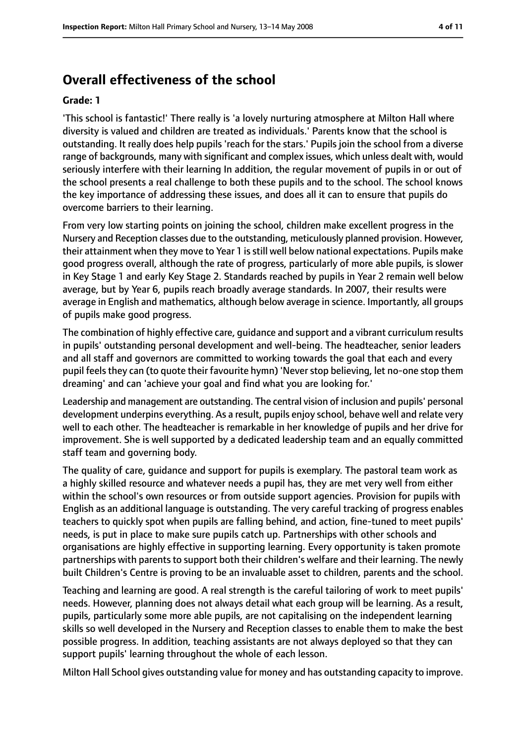## Overall effectiveness of the school

**Grade: 1**

'This school is fantastic!' There really is 'a lovely nurturing atmosphere at Milton Hall where diversity is valued and children are treated as individuals.' Parents know that the school is outstanding. It really does help pupils 'reach for the stars.' Pupils join the school from a diverse range of backgrounds, many with significant and complex issues, which unless dealt with, would seriously interfere with their learning In addition, the regular movement of pupils in or out of the school presents a real challenge to both these pupils and to the school. The school knows the key importance of addressing these issues, and does all it can to ensure that pupils do overcome barriers to their learning.

From very low starting points on joining the school, children make excellent progress in the Nursery and Reception classes due to the outstanding, meticulously planned provision. However, their attainment when they move to Year 1 is still well below national expectations. Pupils make good progress overall, although the rate of progress, particularly of more able pupils, is slower in Key Stage 1 and early Key Stage 2. Standards reached by pupils in Year 2 remain well below average, but by Year 6, pupils reach broadly average standards. In 2007, their results were average in English and mathematics, although below average in science. Importantly, all groups of pupils make good progress.

The combination of highly effective care, guidance and support and a vibrant curriculum results in pupils' outstanding personal development and well-being. The headteacher, senior leaders and all staff and governors are committed to working towards the goal that each and every pupil feels they can (to quote their favourite hymn) 'Never stop believing, let no-one stop them dreaming' and can 'achieve your goal and find what you are looking for.'

Leadership and management are outstanding. The central vision of inclusion and pupils' personal development underpins everything. As a result, pupils enjoy school, behave well and relate very well to each other. The headteacher is remarkable in her knowledge of pupils and her drive for improvement. She is well supported by a dedicated leadership team and an equally committed staff team and governing body.

The quality of care, guidance and support for pupils is exemplary. The pastoral team work as a highly skilled resource and whatever needs a pupil has, they are met very well from either within the school's own resources or from outside support agencies. Provision for pupils with English as an additional language is outstanding. The very careful tracking of progress enables teachers to quickly spot when pupils are falling behind, and action, fine-tuned to meet pupils' needs, is put in place to make sure pupils catch up. Partnerships with other schools and organisations are highly effective in supporting learning. Every opportunity is taken promote partnerships with parents to support both their children's welfare and their learning. The newly built Children's Centre is proving to be an invaluable asset to children, parents and the school.

Teaching and learning are good. A real strength is the careful tailoring of work to meet pupils' needs. However, planning does not always detail what each group will be learning. As a result, pupils, particularly some more able pupils, are not capitalising on the independent learning skills so well developed in the Nursery and Reception classes to enable them to make the best possible progress. In addition, teaching assistants are not always deployed so that they can support pupils' learning throughout the whole of each lesson.

Milton Hall School gives outstanding value for money and has outstanding capacity to improve.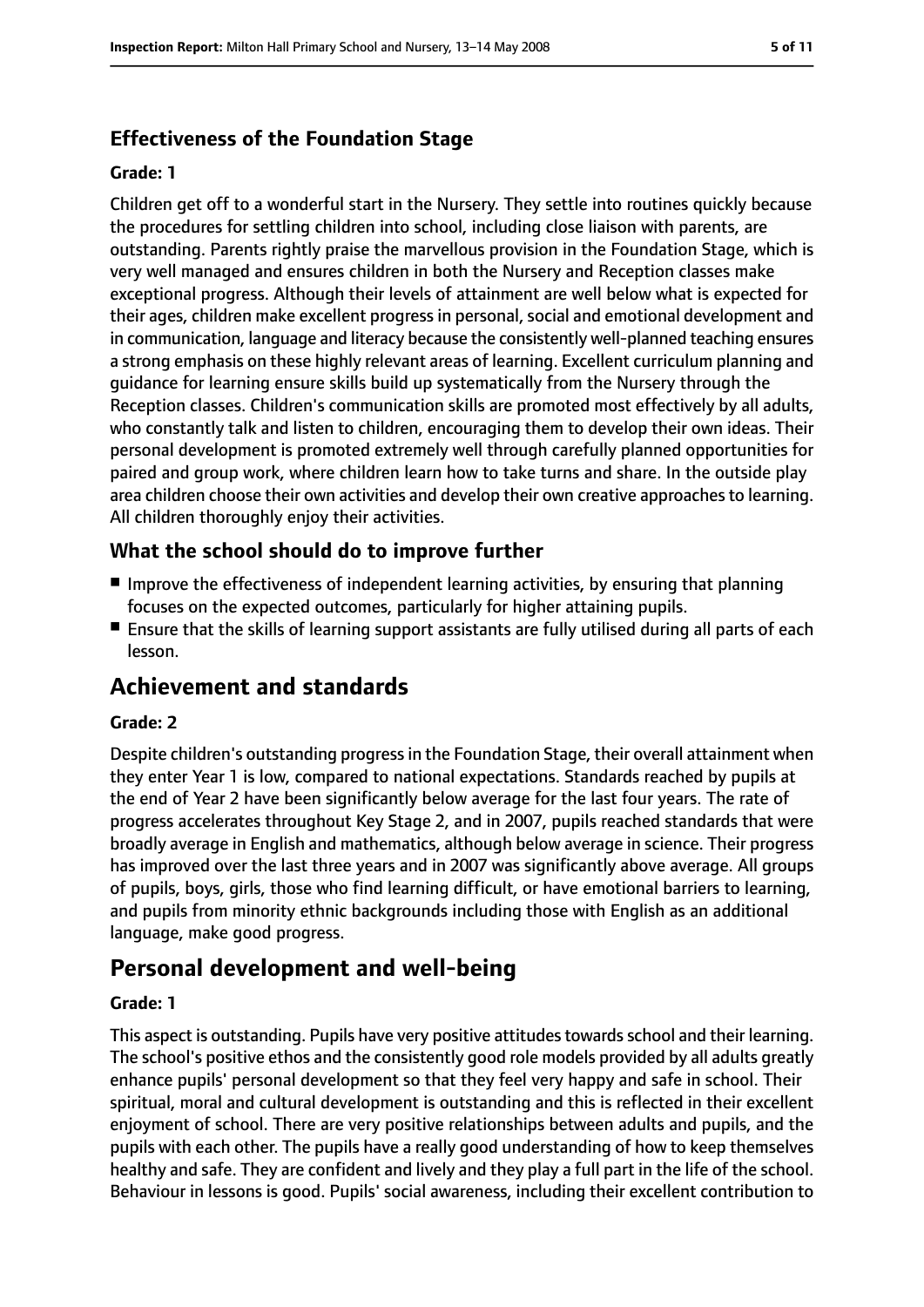### Effectiveness of the Foundation Stage

#### Grade: 1

Children get off to a wonderful start in the Nursery. They settle into routines quickly because the procedures for settling children into school, including close liaison with parents, are outstanding. Parents rightly praise the marvellous provision in the Foundation Stage, which is very well managed and ensures children in both the Nursery and Reception classes make exceptional progress. Although their levels of attainment are well below what is expected for their ages, children make excellent progress in personal, social and emotional development and in communication, language and literacy because the consistently well-planned teaching ensures a strong emphasis on these highly relevant areas of learning. Excellent curriculum planning and guidance for learning ensure skills build up systematically from the Nursery through the Reception classes. Children's communication skills are promoted most effectively by all adults, who constantly talk and listen to children, encouraging them to develop their own ideas. Their personal development is promoted extremely well through carefully planned opportunities for paired and group work, where children learn how to take turns and share. In the outside play area children choose their own activities and develop their own creative approaches to learning. All children thoroughly enjoy their activities.

### What the school should do to improve further

- Improve the effectiveness of independent learning activities, by ensuring that planning focuses on the expected outcomes, particularly for higher attaining pupils.
- Ensure that the skills of learning support assistants are fully utilised during all parts of each lesson.

## Achievement and standards

#### Grade: 2

Despite children's outstanding progress in the Foundation Stage, their overall attainment when they enter Year 1 is low, compared to national expectations. Standards reached by pupils at the end of Year 2 have been significantly below average for the last four years. The rate of progress accelerates throughout Key Stage 2, and in 2007, pupils reached standards that were broadly average in English and mathematics, although below average in science. Their progress has improved over the last three years and in 2007 was significantly above average. All groups of pupils, boys, girls, those who find learning difficult, or have emotional barriers to learning, and pupils from minority ethnic backgrounds including those with English as an additional language, make good progress.

## Personal development and well-being

#### Grade: 1

This aspect is outstanding. Pupils have very positive attitudes towards school and their learning. The school's positive ethos and the consistently good role models provided by all adults greatly enhance pupils' personal development so that they feel very happy and safe in school. Their spiritual, moral and cultural development is outstanding and this is reflected in their excellent enjoyment of school. There are very positive relationships between adults and pupils, and the pupils with each other. The pupils have a really good understanding of how to keep themselves healthy and safe. They are confident and lively and they play a full part in the life of the school. Behaviour in lessons is good. Pupils' social awareness, including their excellent contribution to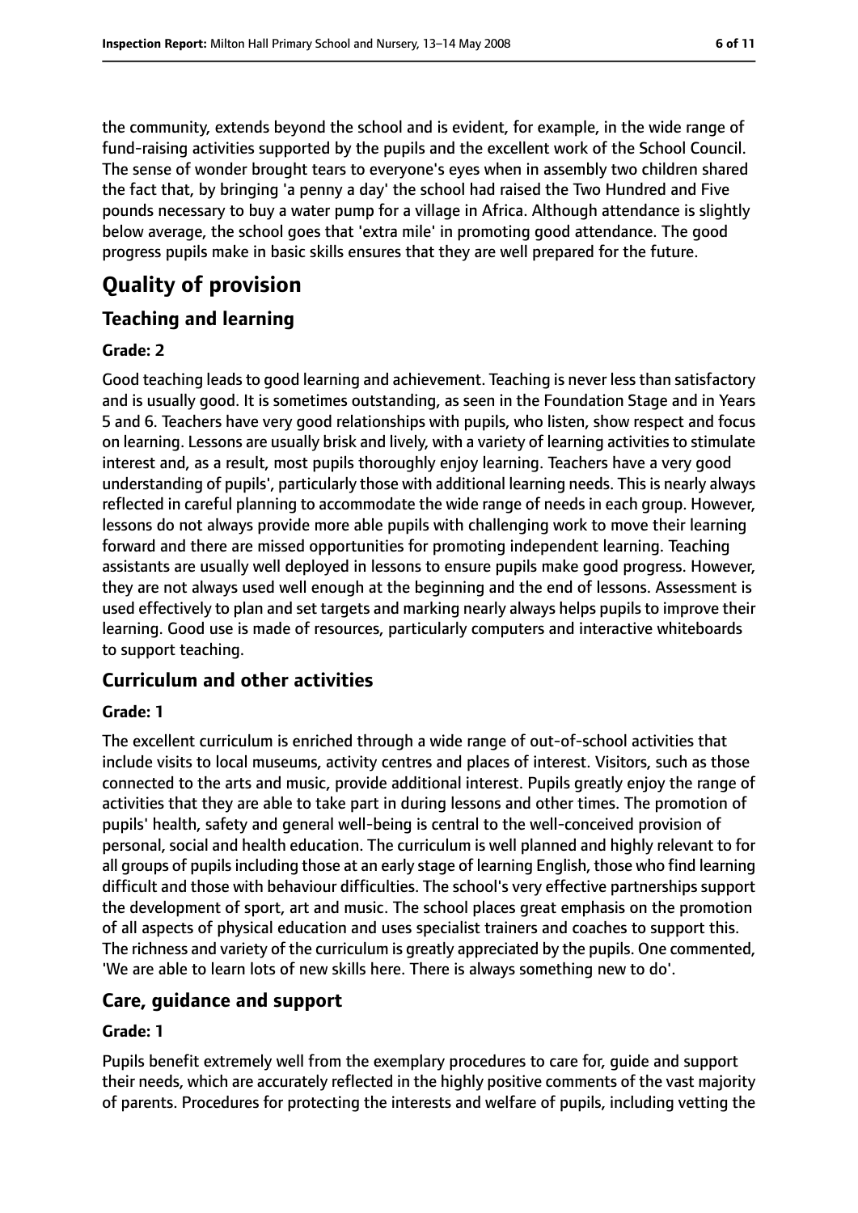the community, extends beyond the school and is evident, for example, in the wide range of fund-raising activities supported by the pupils and the excellent work of the School Council. The sense of wonder brought tears to everyone's eyes when in assembly two children shared the fact that, by bringing 'a penny a day' the school had raised the Two Hundred and Five pounds necessary to buy a water pump for a village in Africa. Although attendance is slightly below average, the school goes that 'extra mile' in promoting good attendance. The good progress pupils make in basic skills ensures that they are well prepared for the future.

# Quality of provision

## Teaching and learning

**Grade: 2**

Good teaching leads to good learning and achievement. Teaching is never less than satisfactory and is usually good. It is sometimes outstanding, as seen in the Foundation Stage and in Years 5 and 6. Teachers have very good relationships with pupils, who listen, show respect and focus on learning. Lessons are usually brisk and lively, with a variety of learning activities to stimulate interest and, as a result, most pupils thoroughly enjoy learning. Teachers have a very good understanding of pupils', particularly those with additional learning needs. This is nearly always reflected in careful planning to accommodate the wide range of needs in each group. However, lessons do not always provide more able pupils with challenging work to move their learning forward and there are missed opportunities for promoting independent learning. Teaching assistants are usually well deployed in lessons to ensure pupils make good progress. However, they are not always used well enough at the beginning and the end of lessons. Assessment is used effectively to plan and set targets and marking nearly always helps pupils to improve their learning. Good use is made of resources, particularly computers and interactive whiteboards to support teaching.

## Curriculum and other activities

**Grade: 1**

The excellent curriculum is enriched through a wide range of out-of-school activities that include visits to local museums, activity centres and places of interest. Visitors, such as those connected to the arts and music, provide additional interest. Pupils greatly enjoy the range of activities that they are able to take part in during lessons and other times. The promotion of pupils' health, safety and general well-being is central to the well-conceived provision of personal, social and health education. The curriculum is well planned and highly relevant to for all groups of pupils including those at an early stage of learning English, those who find learning difficult and those with behaviour difficulties. The school's very effective partnerships support the development of sport, art and music. The school places great emphasis on the promotion of all aspects of physical education and uses specialist trainers and coaches to support this. The richness and variety of the curriculum is greatly appreciated by the pupils. One commented, 'We are able to learn lots of new skills here. There is always something new to do'.

## Care, guidance and support

**Grade: 1**

Pupils benefit extremely well from the exemplary procedures to care for, guide and support their needs, which are accurately reflected in the highly positive comments of the vast majority of parents. Procedures for protecting the interests and welfare of pupils, including vetting the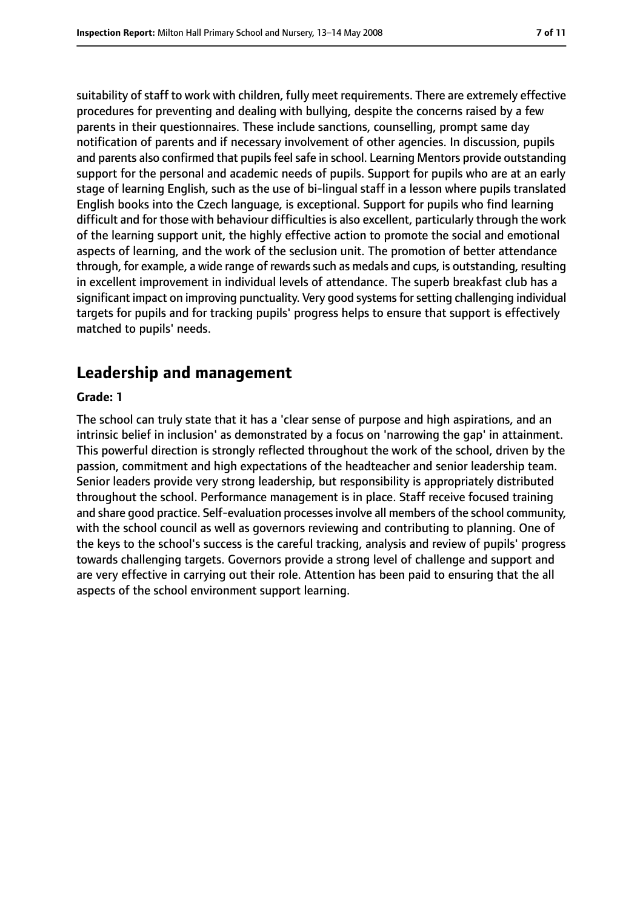suitability of staff to work with children, fully meet requirements. There are extremely effective procedures for preventing and dealing with bullying, despite the concerns raised by a few parents in their questionnaires. These include sanctions, counselling, prompt same day notification of parents and if necessary involvement of other agencies. In discussion, pupils and parents also confirmed that pupils feel safe in school. Learning Mentors provide outstanding support for the personal and academic needs of pupils. Support for pupils who are at an early stage of learning English, such as the use of bi-lingual staff in a lesson where pupils translated English books into the Czech language, is exceptional. Support for pupils who find learning difficult and for those with behaviour difficulties is also excellent, particularly through the work of the learning support unit, the highly effective action to promote the social and emotional aspects of learning, and the work of the seclusion unit. The promotion of better attendance through, for example, a wide range of rewards such as medals and cups, is outstanding, resulting in excellent improvement in individual levels of attendance. The superb breakfast club has a significant impact on improving punctuality. Very good systems for setting challenging individual targets for pupils and for tracking pupils' progress helps to ensure that support is effectively matched to pupils' needs.

## Leadership and management

**Grade: 1**

The school can truly state that it has a 'clear sense of purpose and high aspirations, and an intrinsic belief in inclusion' as demonstrated by a focus on 'narrowing the gap' in attainment. This powerful direction is strongly reflected throughout the work of the school, driven by the passion, commitment and high expectations of the headteacher and senior leadership team. Senior leaders provide very strong leadership, but responsibility is appropriately distributed throughout the school. Performance management is in place. Staff receive focused training and share good practice. Self-evaluation processes involve all members of the school community, with the school council as well as governors reviewing and contributing to planning. One of the keys to the school's success is the careful tracking, analysis and review of pupils' progress towards challenging targets. Governors provide a strong level of challenge and support and are very effective in carrying out their role. Attention has been paid to ensuring that the all aspects of the school environment support learning.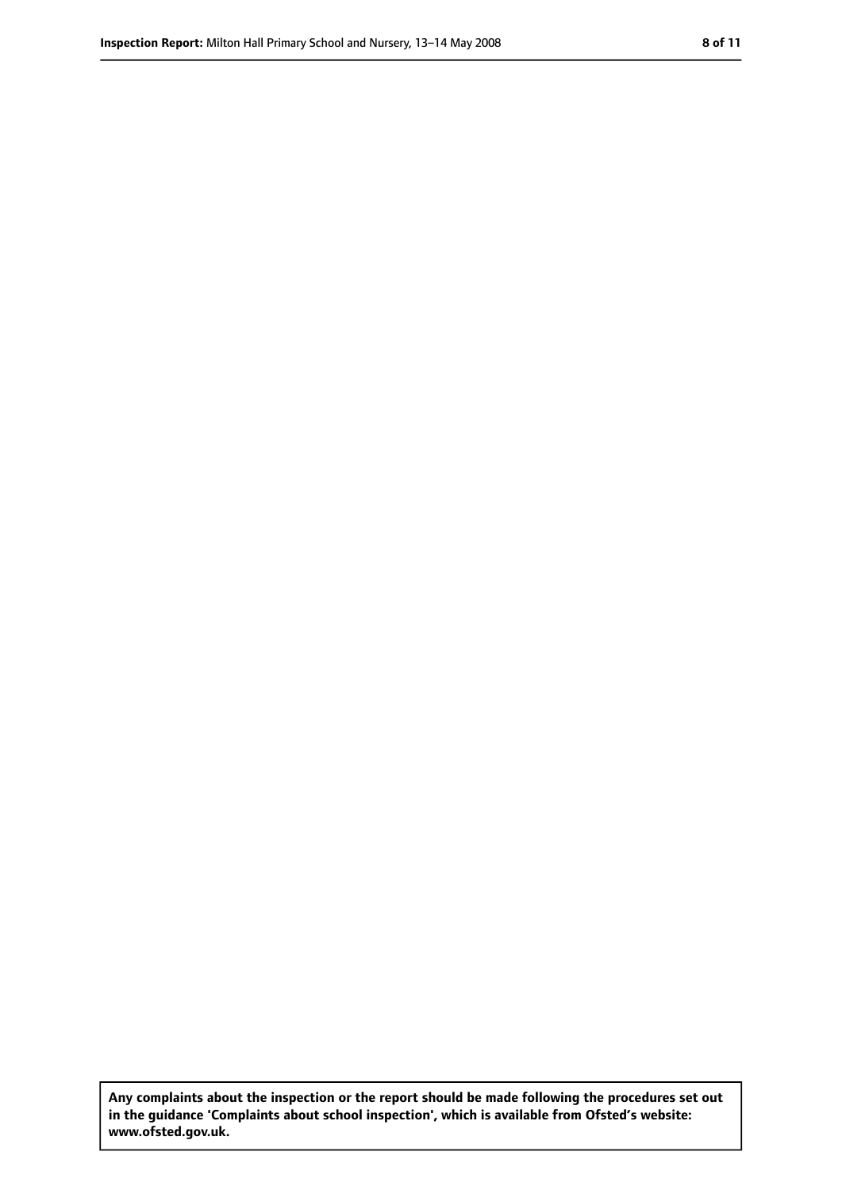**Any complaints about the inspection or the report should be made following the procedures set out in the guidance 'Complaints about school inspection', which is available from Ofsted's website: www.ofsted.gov.uk.**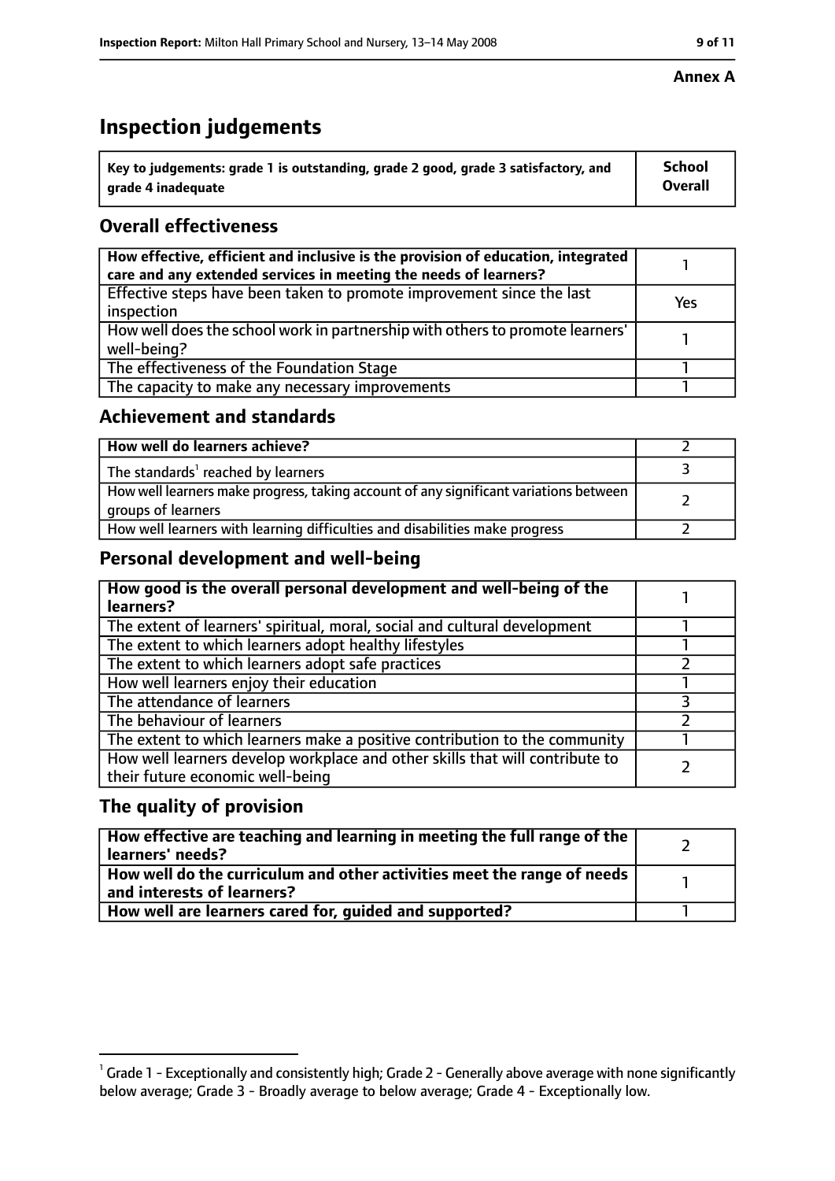**Annex A**

# Inspection judgements

| Key to judgements: grade 1 is outstanding, grade 2 good, grade 3 satisfactory, and grade 4 inadequate | School Overall |
|---|---|

## Overall effectiveness

| | |
|---|---|
| How effective, efficient and inclusive is the provision of education, integrated care and any extended services in meeting the needs of learners? | 1 |
| Effective steps have been taken to promote improvement since the last inspection | Yes |
| How well does the school work in partnership with others to promote learners' well-being? | 1 |
| The effectiveness of the Foundation Stage | 1 |
| The capacity to make any necessary improvements | 1 |

## Achievement and standards

| | |
|---|---|
| How well do learners achieve? | 2 |
| The standards[1] reached by learners | 3 |
| How well learners make progress, taking account of any significant variations between groups of learners | 2 |
| How well learners with learning difficulties and disabilities make progress | 2 |

## Personal development and well-being

| | |
|---|---|
| How good is the overall personal development and well-being of the learners? | 1 |
| The extent of learners' spiritual, moral, social and cultural development | 1 |
| The extent to which learners adopt healthy lifestyles | 1 |
| The extent to which learners adopt safe practices | 2 |
| How well learners enjoy their education | 1 |
| The attendance of learners | 3 |
| The behaviour of learners | 2 |
| The extent to which learners make a positive contribution to the community | 1 |
| How well learners develop workplace and other skills that will contribute to their future economic well-being | 2 |

## The quality of provision

| | |
|---|---|
| How effective are teaching and learning in meeting the full range of the learners' needs? | 2 |
| How well do the curriculum and other activities meet the range of needs and interests of learners? | 1 |
| How well are learners cared for, guided and supported? | 1 |

[1] Grade 1 - Exceptionally and consistently high; Grade 2 - Generally above average with none significantly below average; Grade 3 - Broadly average to below average; Grade 4 - Exceptionally low.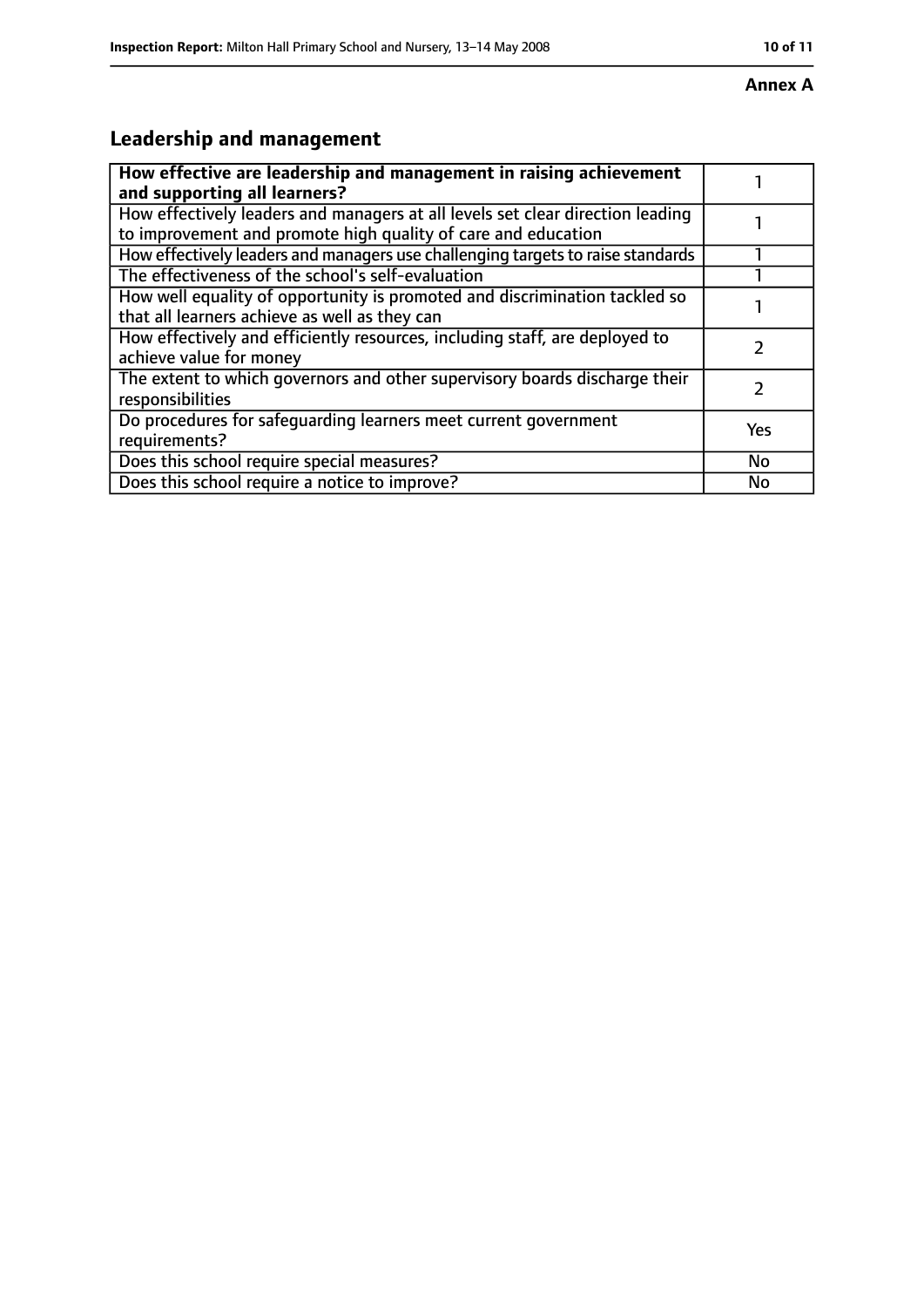**Annex A**

## Leadership and management

| How effective are leadership and management in raising achievement and supporting all learners? | 1 |
|---|---|
| How effectively leaders and managers at all levels set clear direction leading to improvement and promote high quality of care and education | 1 |
| How effectively leaders and managers use challenging targets to raise standards | 1 |
| The effectiveness of the school's self-evaluation | 1 |
| How well equality of opportunity is promoted and discrimination tackled so that all learners achieve as well as they can | 1 |
| How effectively and efficiently resources, including staff, are deployed to achieve value for money | 2 |
| The extent to which governors and other supervisory boards discharge their responsibilities | 2 |
| Do procedures for safeguarding learners meet current government requirements? | Yes |
| Does this school require special measures? | No |
| Does this school require a notice to improve? | No |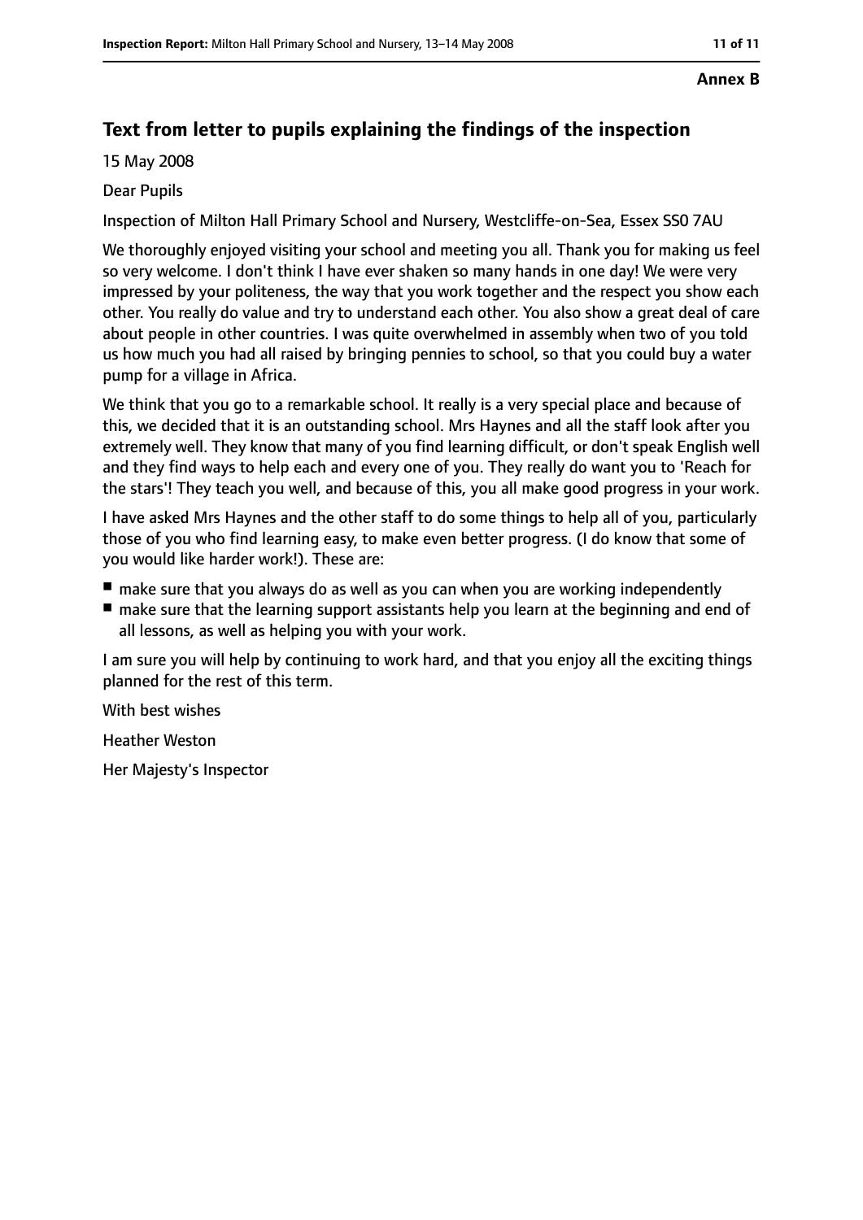**Annex B**

## Text from letter to pupils explaining the findings of the inspection

15 May 2008

Dear Pupils

Inspection of Milton Hall Primary School and Nursery, Westcliffe-on-Sea, Essex SS0 7AU

We thoroughly enjoyed visiting your school and meeting you all. Thank you for making us feel so very welcome. I don't think I have ever shaken so many hands in one day! We were very impressed by your politeness, the way that you work together and the respect you show each other. You really do value and try to understand each other. You also show a great deal of care about people in other countries. I was quite overwhelmed in assembly when two of you told us how much you had all raised by bringing pennies to school, so that you could buy a water pump for a village in Africa.

We think that you go to a remarkable school. It really is a very special place and because of this, we decided that it is an outstanding school. Mrs Haynes and all the staff look after you extremely well. They know that many of you find learning difficult, or don't speak English well and they find ways to help each and every one of you. They really do want you to 'Reach for the stars'! They teach you well, and because of this, you all make good progress in your work.

I have asked Mrs Haynes and the other staff to do some things to help all of you, particularly those of you who find learning easy, to make even better progress. (I do know that some of you would like harder work!). These are:

- make sure that you always do as well as you can when you are working independently
- make sure that the learning support assistants help you learn at the beginning and end of all lessons, as well as helping you with your work.

I am sure you will help by continuing to work hard, and that you enjoy all the exciting things planned for the rest of this term.

With best wishes

Heather Weston

Her Majesty's Inspector